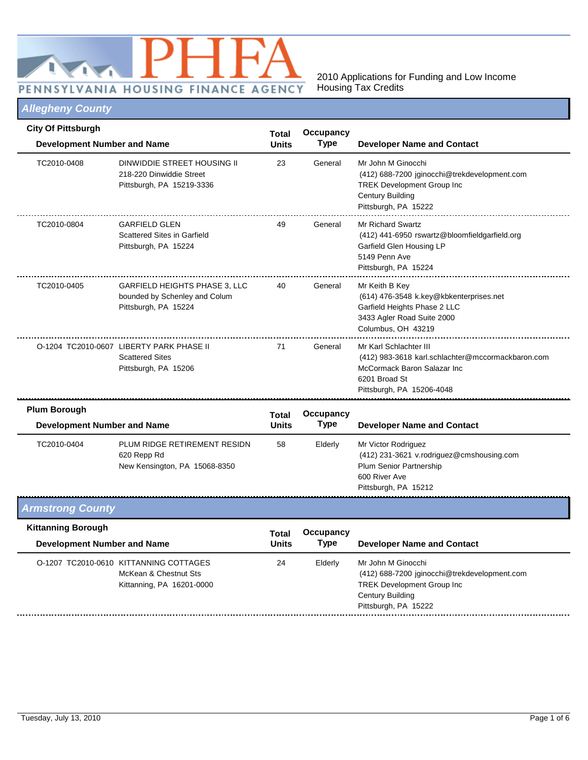PHFA PENNSYLVANIA HOUSING FINANCE AGENCY

2010 Applications for Funding and Low Income Housing Tax Credits

## Allegheny County

### City Of Pittsburgh

| Development Number and Name | | Total Units | Occupancy Type | Developer Name and Contact |
|---|---|---|---|---|
| TC2010-0408 | DINWIDDIE STREET HOUSING II<br>218-220 Dinwiddie Street<br>Pittsburgh, PA 15219-3336 | 23 | General | Mr John M Ginocchi<br>(412) 688-7200 jginocchi@trekdevelopment.com<br>TREK Development Group Inc<br>Century Building<br>Pittsburgh, PA 15222 |
| TC2010-0804 | GARFIELD GLEN<br>Scattered Sites in Garfield<br>Pittsburgh, PA 15224 | 49 | General | Mr Richard Swartz<br>(412) 441-6950 rswartz@bloomfieldgarfield.org<br>Garfield Glen Housing LP<br>5149 Penn Ave<br>Pittsburgh, PA 15224 |
| TC2010-0405 | GARFIELD HEIGHTS PHASE 3, LLC<br>bounded by Schenley and Colum<br>Pittsburgh, PA 15224 | 40 | General | Mr Keith B Key<br>(614) 476-3548 k.key@kbkenterprises.net<br>Garfield Heights Phase 2 LLC<br>3433 Agler Road Suite 2000<br>Columbus, OH 43219 |
| O-1204 TC2010-0607 | LIBERTY PARK PHASE II<br>Scattered Sites<br>Pittsburgh, PA 15206 | 71 | General | Mr Karl Schlachter III<br>(412) 983-3618 karl.schlachter@mccormackbaron.com<br>McCormack Baron Salazar Inc<br>6201 Broad St<br>Pittsburgh, PA 15206-4048 |

### Plum Borough

| Development Number and Name | | Total Units | Occupancy Type | Developer Name and Contact |
|---|---|---|---|---|
| TC2010-0404 | PLUM RIDGE RETIREMENT RESIDN<br>620 Repp Rd<br>New Kensington, PA 15068-8350 | 58 | Elderly | Mr Victor Rodriguez<br>(412) 231-3621 v.rodriguez@cmshousing.com<br>Plum Senior Partnership<br>600 River Ave<br>Pittsburgh, PA 15212 |

## Armstrong County

### Kittanning Borough

| Development Number and Name | | Total Units | Occupancy Type | Developer Name and Contact |
|---|---|---|---|---|
| O-1207 TC2010-0610 | KITTANNING COTTAGES<br>McKean & Chestnut Sts<br>Kittanning, PA 16201-0000 | 24 | Elderly | Mr John M Ginocchi<br>(412) 688-7200 jginocchi@trekdevelopment.com<br>TREK Development Group Inc<br>Century Building<br>Pittsburgh, PA 15222 |

Tuesday, July 13, 2010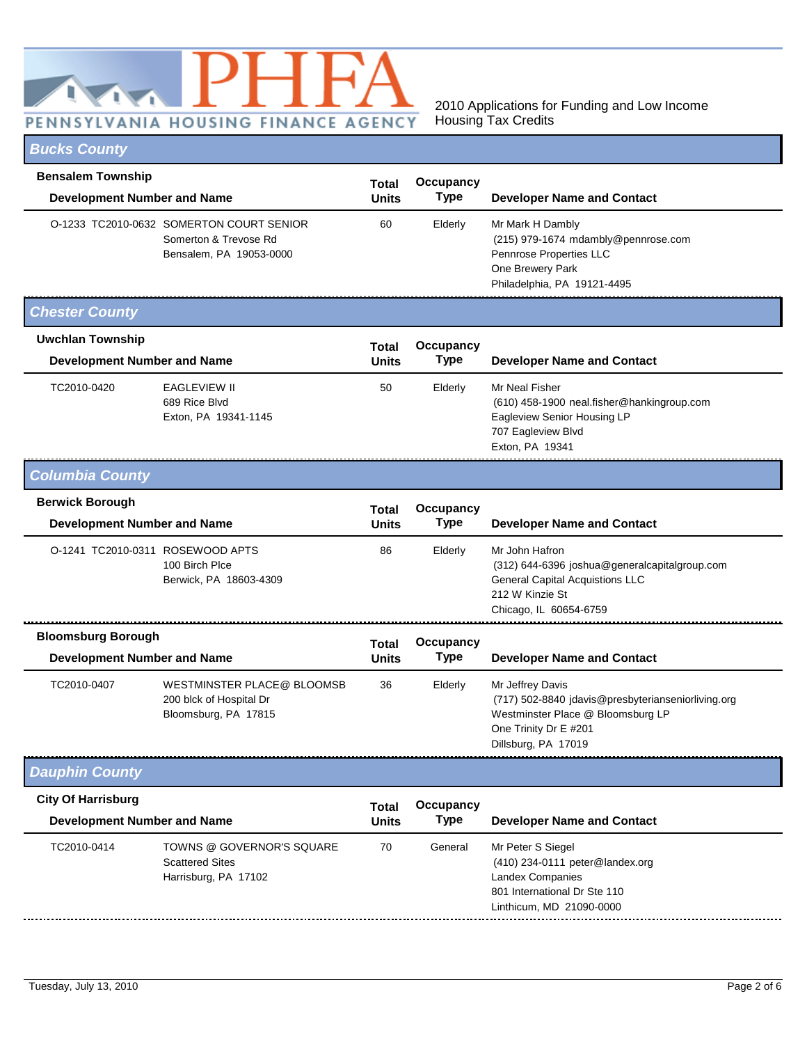PENNSYLVANIA HOUSING FINANCE AGENCY

2010 Applications for Funding and Low Income Housing Tax Credits

## Bucks County

### Bensalem Township

| Development Number and Name | | Total Units | Occupancy Type | Developer Name and Contact |
|---|---|---|---|---|
| O-1233 TC2010-0632 | SOMERTON COURT SENIOR<br>Somerton & Trevose Rd<br>Bensalem, PA 19053-0000 | 60 | Elderly | Mr Mark H Dambly<br>(215) 979-1674 mdambly@pennrose.com<br>Pennrose Properties LLC<br>One Brewery Park<br>Philadelphia, PA 19121-4495 |

## Chester County

### Uwchlan Township

| Development Number and Name | | Total Units | Occupancy Type | Developer Name and Contact |
|---|---|---|---|---|
| TC2010-0420 | EAGLEVIEW II<br>689 Rice Blvd<br>Exton, PA 19341-1145 | 50 | Elderly | Mr Neal Fisher<br>(610) 458-1900 neal.fisher@hankingroup.com<br>Eagleview Senior Housing LP<br>707 Eagleview Blvd<br>Exton, PA 19341 |

## Columbia County

### Berwick Borough

| Development Number and Name | | Total Units | Occupancy Type | Developer Name and Contact |
|---|---|---|---|---|
| O-1241 TC2010-0311 | ROSEWOOD APTS<br>100 Birch Plce<br>Berwick, PA 18603-4309 | 86 | Elderly | Mr John Hafron<br>(312) 644-6396 joshua@generalcapitalgroup.com<br>General Capital Acquistions LLC<br>212 W Kinzie St<br>Chicago, IL 60654-6759 |

### Bloomsburg Borough

| Development Number and Name | | Total Units | Occupancy Type | Developer Name and Contact |
|---|---|---|---|---|
| TC2010-0407 | WESTMINSTER PLACE@ BLOOMSB<br>200 blck of Hospital Dr<br>Bloomsburg, PA 17815 | 36 | Elderly | Mr Jeffrey Davis<br>(717) 502-8840 jdavis@presbyterianseniorliving.org<br>Westminster Place @ Bloomsburg LP<br>One Trinity Dr E #201<br>Dillsburg, PA 17019 |

## Dauphin County

### City Of Harrisburg

| Development Number and Name | | Total Units | Occupancy Type | Developer Name and Contact |
|---|---|---|---|---|
| TC2010-0414 | TOWNS @ GOVERNOR'S SQUARE<br>Scattered Sites<br>Harrisburg, PA 17102 | 70 | General | Mr Peter S Siegel<br>(410) 234-0111 peter@landex.org<br>Landex Companies<br>801 International Dr Ste 110<br>Linthicum, MD 21090-0000 |

Tuesday, July 13, 2010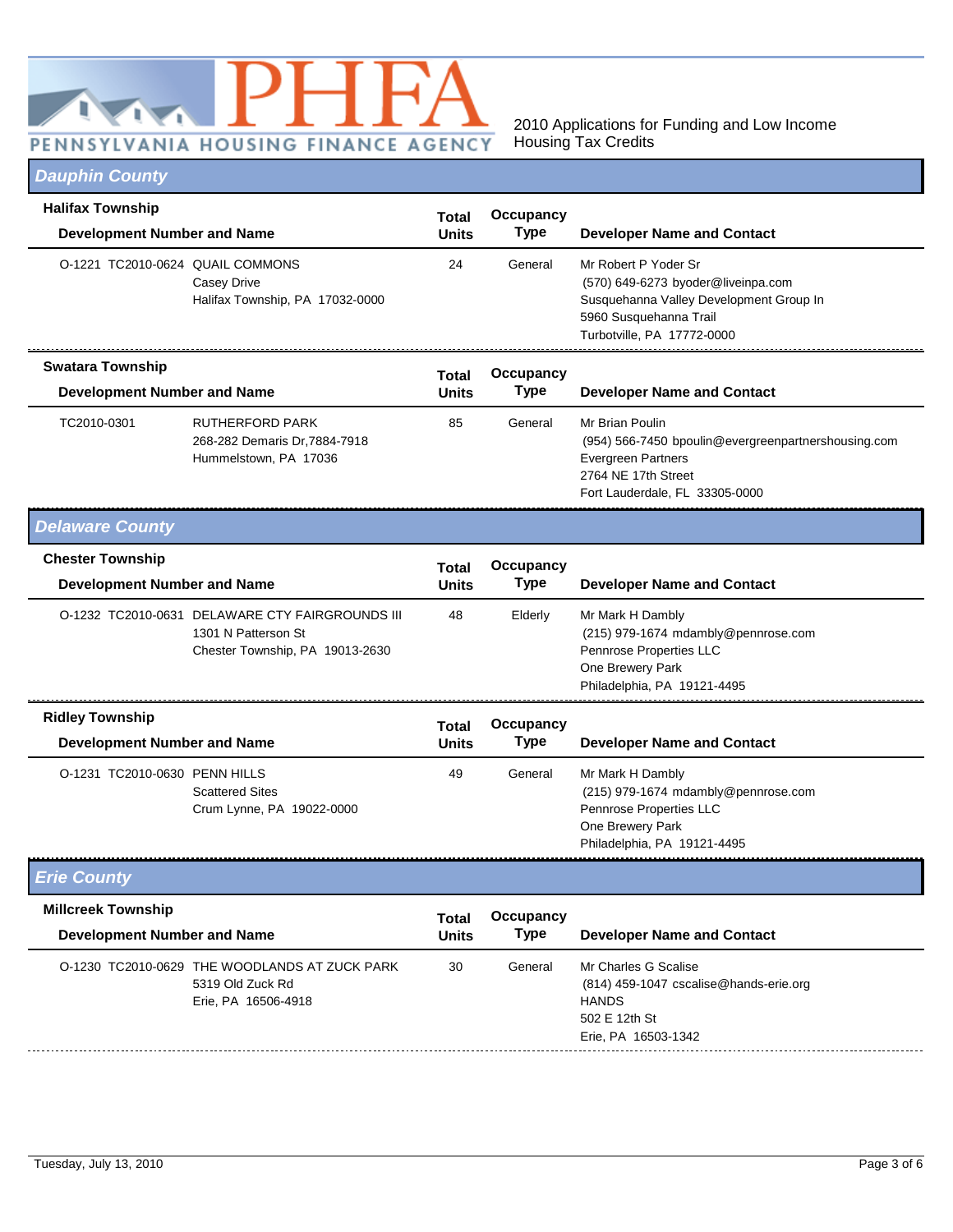PENNSYLVANIA HOUSING FINANCE AGENCY

2010 Applications for Funding and Low Income Housing Tax Credits

## Dauphin County

### Halifax Township

| Development Number and Name | | Total Units | Occupancy Type | Developer Name and Contact |
|---|---|---|---|---|
| O-1221 TC2010-0624 | QUAIL COMMONS<br>Casey Drive<br>Halifax Township, PA 17032-0000 | 24 | General | Mr Robert P Yoder Sr<br>(570) 649-6273 byoder@liveinpa.com<br>Susquehanna Valley Development Group In<br>5960 Susquehanna Trail<br>Turbotville, PA 17772-0000 |

### Swatara Township

| Development Number and Name | | Total Units | Occupancy Type | Developer Name and Contact |
|---|---|---|---|---|
| TC2010-0301 | RUTHERFORD PARK<br>268-282 Demaris Dr,7884-7918<br>Hummelstown, PA 17036 | 85 | General | Mr Brian Poulin<br>(954) 566-7450 bpoulin@evergreenpartnershousing.com<br>Evergreen Partners<br>2764 NE 17th Street<br>Fort Lauderdale, FL 33305-0000 |

## Delaware County

### Chester Township

| Development Number and Name | | Total Units | Occupancy Type | Developer Name and Contact |
|---|---|---|---|---|
| O-1232 TC2010-0631 | DELAWARE CTY FAIRGROUNDS III<br>1301 N Patterson St<br>Chester Township, PA 19013-2630 | 48 | Elderly | Mr Mark H Dambly<br>(215) 979-1674 mdambly@pennrose.com<br>Pennrose Properties LLC<br>One Brewery Park<br>Philadelphia, PA 19121-4495 |

### Ridley Township

| Development Number and Name | | Total Units | Occupancy Type | Developer Name and Contact |
|---|---|---|---|---|
| O-1231 TC2010-0630 | PENN HILLS<br>Scattered Sites<br>Crum Lynne, PA 19022-0000 | 49 | General | Mr Mark H Dambly<br>(215) 979-1674 mdambly@pennrose.com<br>Pennrose Properties LLC<br>One Brewery Park<br>Philadelphia, PA 19121-4495 |

## Erie County

### Millcreek Township

| Development Number and Name | | Total Units | Occupancy Type | Developer Name and Contact |
|---|---|---|---|---|
| O-1230 TC2010-0629 | THE WOODLANDS AT ZUCK PARK<br>5319 Old Zuck Rd<br>Erie, PA 16506-4918 | 30 | General | Mr Charles G Scalise<br>(814) 459-1047 cscalise@hands-erie.org<br>HANDS<br>502 E 12th St<br>Erie, PA 16503-1342 |

Tuesday, July 13, 2010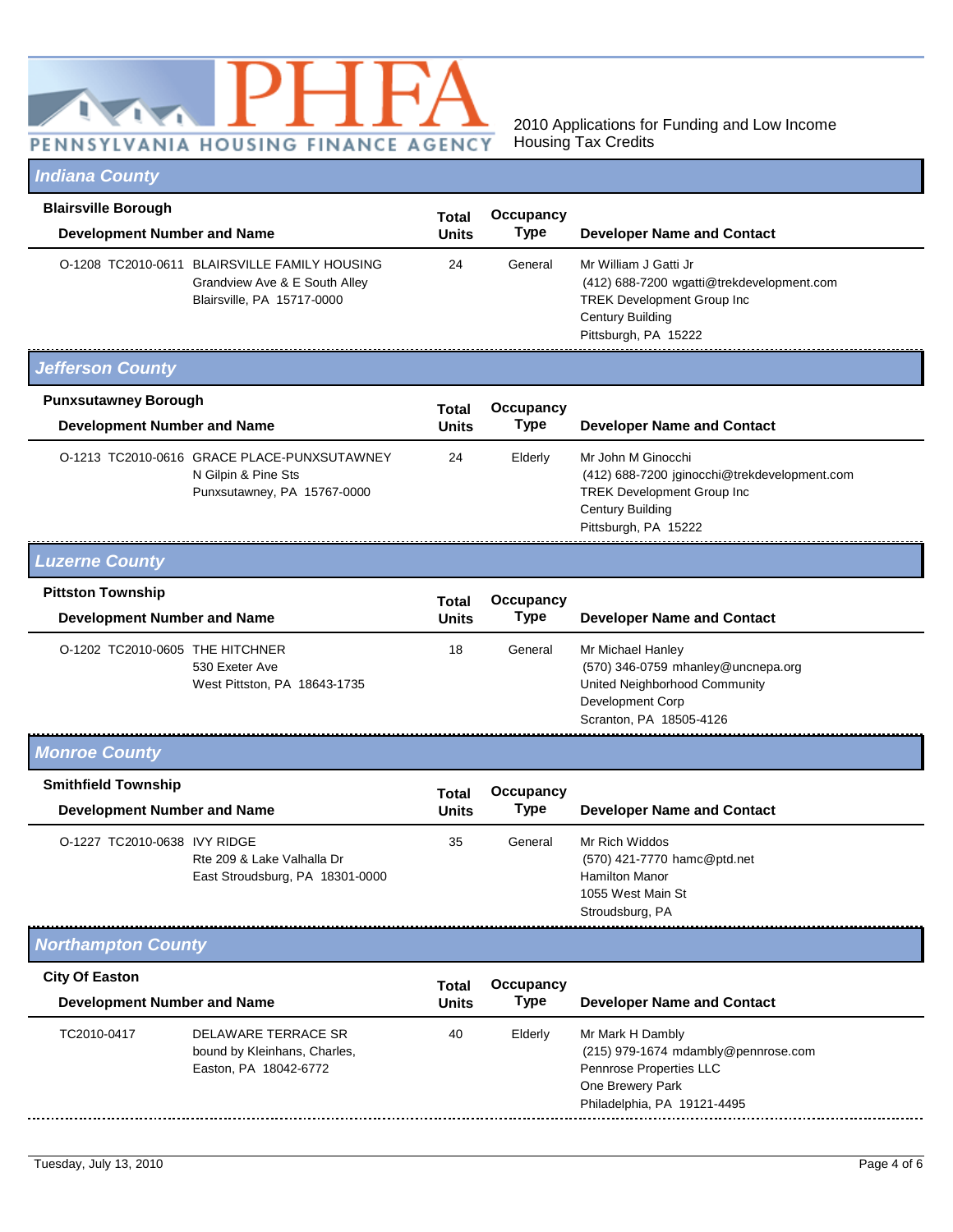PENNSYLVANIA HOUSING FINANCE AGENCY

2010 Applications for Funding and Low Income Housing Tax Credits

## Indiana County

### Blairsville Borough

| Development Number and Name | | Total Units | Occupancy Type | Developer Name and Contact |
|---|---|---|---|---|
| O-1208 TC2010-0611 | BLAIRSVILLE FAMILY HOUSING<br>Grandview Ave & E South Alley<br>Blairsville, PA 15717-0000 | 24 | General | Mr William J Gatti Jr<br>(412) 688-7200 wgatti@trekdevelopment.com<br>TREK Development Group Inc<br>Century Building<br>Pittsburgh, PA 15222 |

## Jefferson County

### Punxsutawney Borough

| Development Number and Name | | Total Units | Occupancy Type | Developer Name and Contact |
|---|---|---|---|---|
| O-1213 TC2010-0616 | GRACE PLACE-PUNXSUTAWNEY<br>N Gilpin & Pine Sts<br>Punxsutawney, PA 15767-0000 | 24 | Elderly | Mr John M Ginocchi<br>(412) 688-7200 jginocchi@trekdevelopment.com<br>TREK Development Group Inc<br>Century Building<br>Pittsburgh, PA 15222 |

## Luzerne County

### Pittston Township

| Development Number and Name | | Total Units | Occupancy Type | Developer Name and Contact |
|---|---|---|---|---|
| O-1202 TC2010-0605 | THE HITCHNER<br>530 Exeter Ave<br>West Pittston, PA 18643-1735 | 18 | General | Mr Michael Hanley<br>(570) 346-0759 mhanley@uncnepa.org<br>United Neighborhood Community Development Corp<br>Scranton, PA 18505-4126 |

## Monroe County

### Smithfield Township

| Development Number and Name | | Total Units | Occupancy Type | Developer Name and Contact |
|---|---|---|---|---|
| O-1227 TC2010-0638 | IVY RIDGE<br>Rte 209 & Lake Valhalla Dr<br>East Stroudsburg, PA 18301-0000 | 35 | General | Mr Rich Widdos<br>(570) 421-7770 hamc@ptd.net<br>Hamilton Manor<br>1055 West Main St<br>Stroudsburg, PA |

## Northampton County

### City Of Easton

| Development Number and Name | | Total Units | Occupancy Type | Developer Name and Contact |
|---|---|---|---|---|
| TC2010-0417 | DELAWARE TERRACE SR<br>bound by Kleinhans, Charles,<br>Easton, PA 18042-6772 | 40 | Elderly | Mr Mark H Dambly<br>(215) 979-1674 mdambly@pennrose.com<br>Pennrose Properties LLC<br>One Brewery Park<br>Philadelphia, PA 19121-4495 |

Tuesday, July 13, 2010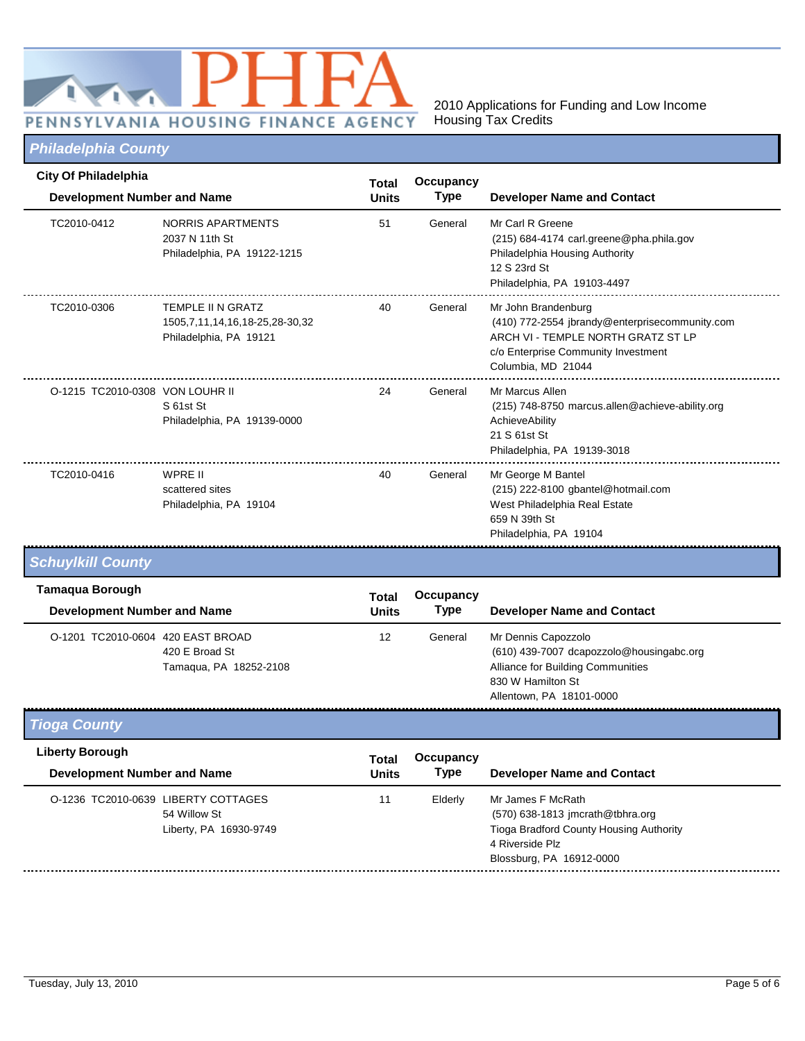PHFA PENNSYLVANIA HOUSING FINANCE AGENCY

2010 Applications for Funding and Low Income Housing Tax Credits

## Philadelphia County

### City Of Philadelphia

| Development Number and Name | | Total Units | Occupancy Type | Developer Name and Contact |
|---|---|---|---|---|
| TC2010-0412 | NORRIS APARTMENTS<br>2037 N 11th St<br>Philadelphia, PA 19122-1215 | 51 | General | Mr Carl R Greene<br>(215) 684-4174 carl.greene@pha.phila.gov<br>Philadelphia Housing Authority<br>12 S 23rd St<br>Philadelphia, PA 19103-4497 |
| TC2010-0306 | TEMPLE II N GRATZ<br>1505,7,11,14,16,18-25,28-30,32<br>Philadelphia, PA 19121 | 40 | General | Mr John Brandenburg<br>(410) 772-2554 jbrandy@enterprisecommunity.com<br>ARCH VI - TEMPLE NORTH GRATZ ST LP<br>c/o Enterprise Community Investment<br>Columbia, MD 21044 |
| O-1215 TC2010-0308 | VON LOUHR II<br>S 61st St<br>Philadelphia, PA 19139-0000 | 24 | General | Mr Marcus Allen<br>(215) 748-8750 marcus.allen@achieve-ability.org<br>AchieveAbility<br>21 S 61st St<br>Philadelphia, PA 19139-3018 |
| TC2010-0416 | WPRE II<br>scattered sites<br>Philadelphia, PA 19104 | 40 | General | Mr George M Bantel<br>(215) 222-8100 gbantel@hotmail.com<br>West Philadelphia Real Estate<br>659 N 39th St<br>Philadelphia, PA 19104 |

## Schuylkill County

### Tamaqua Borough

| Development Number and Name | | Total Units | Occupancy Type | Developer Name and Contact |
|---|---|---|---|---|
| O-1201 TC2010-0604 | 420 EAST BROAD<br>420 E Broad St<br>Tamaqua, PA 18252-2108 | 12 | General | Mr Dennis Capozzolo<br>(610) 439-7007 dcapozzolo@housingabc.org<br>Alliance for Building Communities<br>830 W Hamilton St<br>Allentown, PA 18101-0000 |

## Tioga County

### Liberty Borough

| Development Number and Name | | Total Units | Occupancy Type | Developer Name and Contact |
|---|---|---|---|---|
| O-1236 TC2010-0639 | LIBERTY COTTAGES<br>54 Willow St<br>Liberty, PA 16930-9749 | 11 | Elderly | Mr James F McRath<br>(570) 638-1813 jmcrath@tbhra.org<br>Tioga Bradford County Housing Authority<br>4 Riverside Plz<br>Blossburg, PA 16912-0000 |

Tuesday, July 13, 2010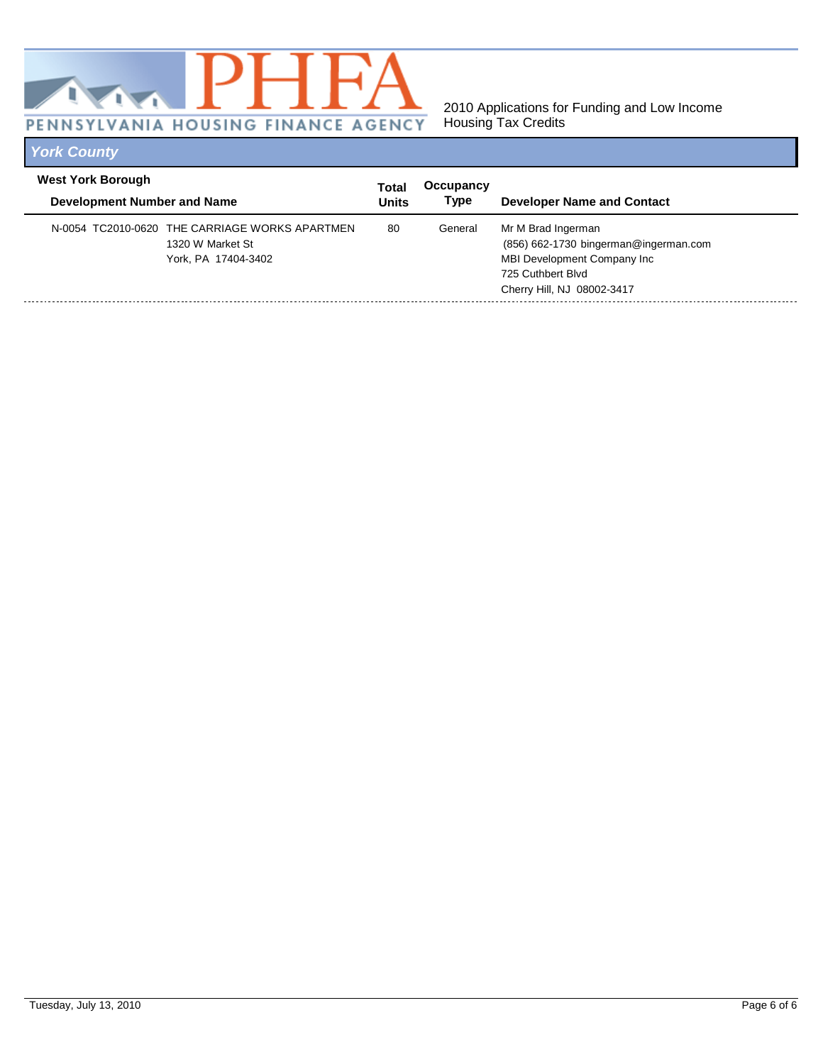# 2010 Applications for Funding and Low Income Housing Tax Credits

## York County

### West York Borough

| Development Number and Name | | Total Units | Occupancy Type | Developer Name and Contact |
|---|---|---|---|---|
| N-0054 TC2010-0620 | THE CARRIAGE WORKS APARTMEN<br>1320 W Market St<br>York, PA 17404-3402 | 80 | General | Mr M Brad Ingerman<br>(856) 662-1730 bingerman@ingerman.com<br>MBI Development Company Inc<br>725 Cuthbert Blvd<br>Cherry Hill, NJ 08002-3417 |

Tuesday, July 13, 2010